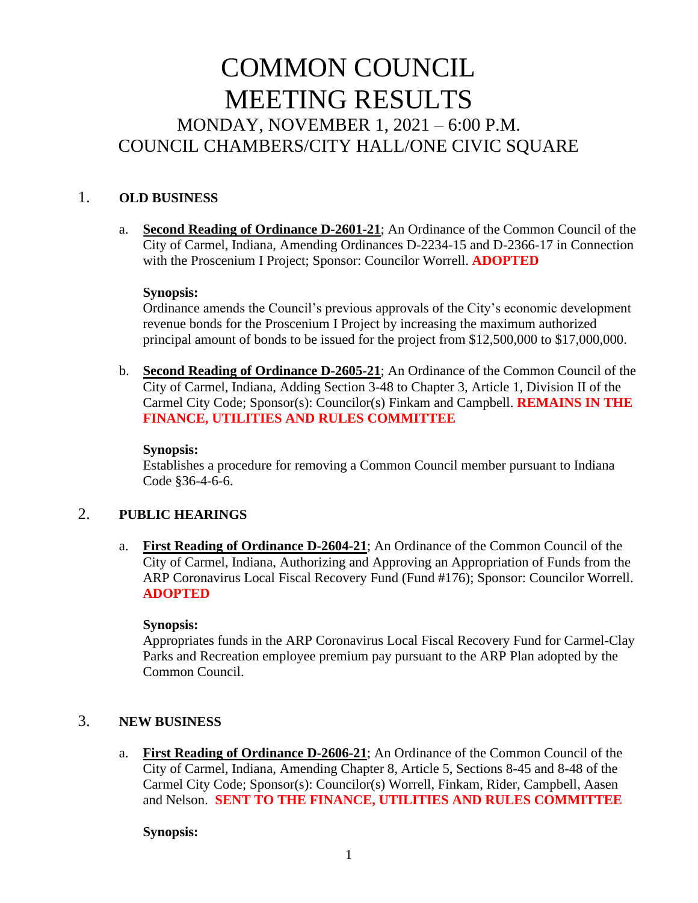# COMMON COUNCIL MEETING RESULTS

## MONDAY, NOVEMBER 1, 2021 – 6:00 P.M.
## COUNCIL CHAMBERS/CITY HALL/ONE CIVIC SQUARE

1. **OLD BUSINESS**

   a. **Second Reading of Ordinance D-2601-21**; An Ordinance of the Common Council of the City of Carmel, Indiana, Amending Ordinances D-2234-15 and D-2366-17 in Connection with the Proscenium I Project; Sponsor: Councilor Worrell. **ADOPTED**

   **Synopsis:**
   Ordinance amends the Council's previous approvals of the City's economic development revenue bonds for the Proscenium I Project by increasing the maximum authorized principal amount of bonds to be issued for the project from $12,500,000 to $17,000,000.

   b. **Second Reading of Ordinance D-2605-21**; An Ordinance of the Common Council of the City of Carmel, Indiana, Adding Section 3-48 to Chapter 3, Article 1, Division II of the Carmel City Code; Sponsor(s): Councilor(s) Finkam and Campbell. **REMAINS IN THE FINANCE, UTILITIES AND RULES COMMITTEE**

   **Synopsis:**
   Establishes a procedure for removing a Common Council member pursuant to Indiana Code §36-4-6-6.

2. **PUBLIC HEARINGS**

   a. **First Reading of Ordinance D-2604-21**; An Ordinance of the Common Council of the City of Carmel, Indiana, Authorizing and Approving an Appropriation of Funds from the ARP Coronavirus Local Fiscal Recovery Fund (Fund #176); Sponsor: Councilor Worrell. **ADOPTED**

   **Synopsis:**
   Appropriates funds in the ARP Coronavirus Local Fiscal Recovery Fund for Carmel-Clay Parks and Recreation employee premium pay pursuant to the ARP Plan adopted by the Common Council.

3. **NEW BUSINESS**

   a. **First Reading of Ordinance D-2606-21**; An Ordinance of the Common Council of the City of Carmel, Indiana, Amending Chapter 8, Article 5, Sections 8-45 and 8-48 of the Carmel City Code; Sponsor(s): Councilor(s) Worrell, Finkam, Rider, Campbell, Aasen and Nelson. **SENT TO THE FINANCE, UTILITIES AND RULES COMMITTEE**

   **Synopsis:**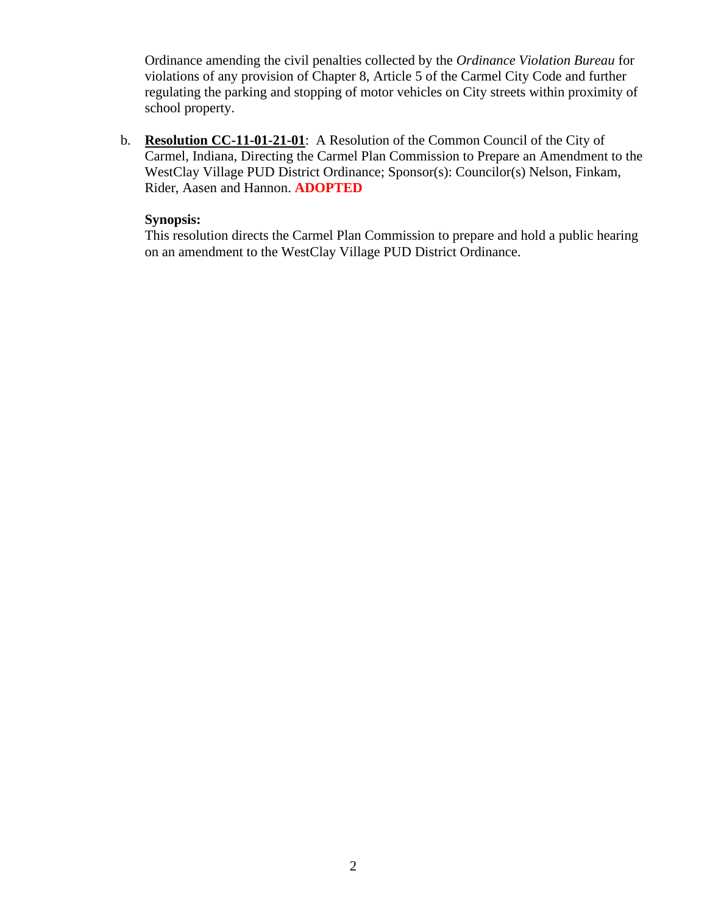Ordinance amending the civil penalties collected by the *Ordinance Violation Bureau* for violations of any provision of Chapter 8, Article 5 of the Carmel City Code and further regulating the parking and stopping of motor vehicles on City streets within proximity of school property.

b. **Resolution CC-11-01-21-01**: A Resolution of the Common Council of the City of Carmel, Indiana, Directing the Carmel Plan Commission to Prepare an Amendment to the WestClay Village PUD District Ordinance; Sponsor(s): Councilor(s) Nelson, Finkam, Rider, Aasen and Hannon. **ADOPTED**

**Synopsis:**
This resolution directs the Carmel Plan Commission to prepare and hold a public hearing on an amendment to the WestClay Village PUD District Ordinance.